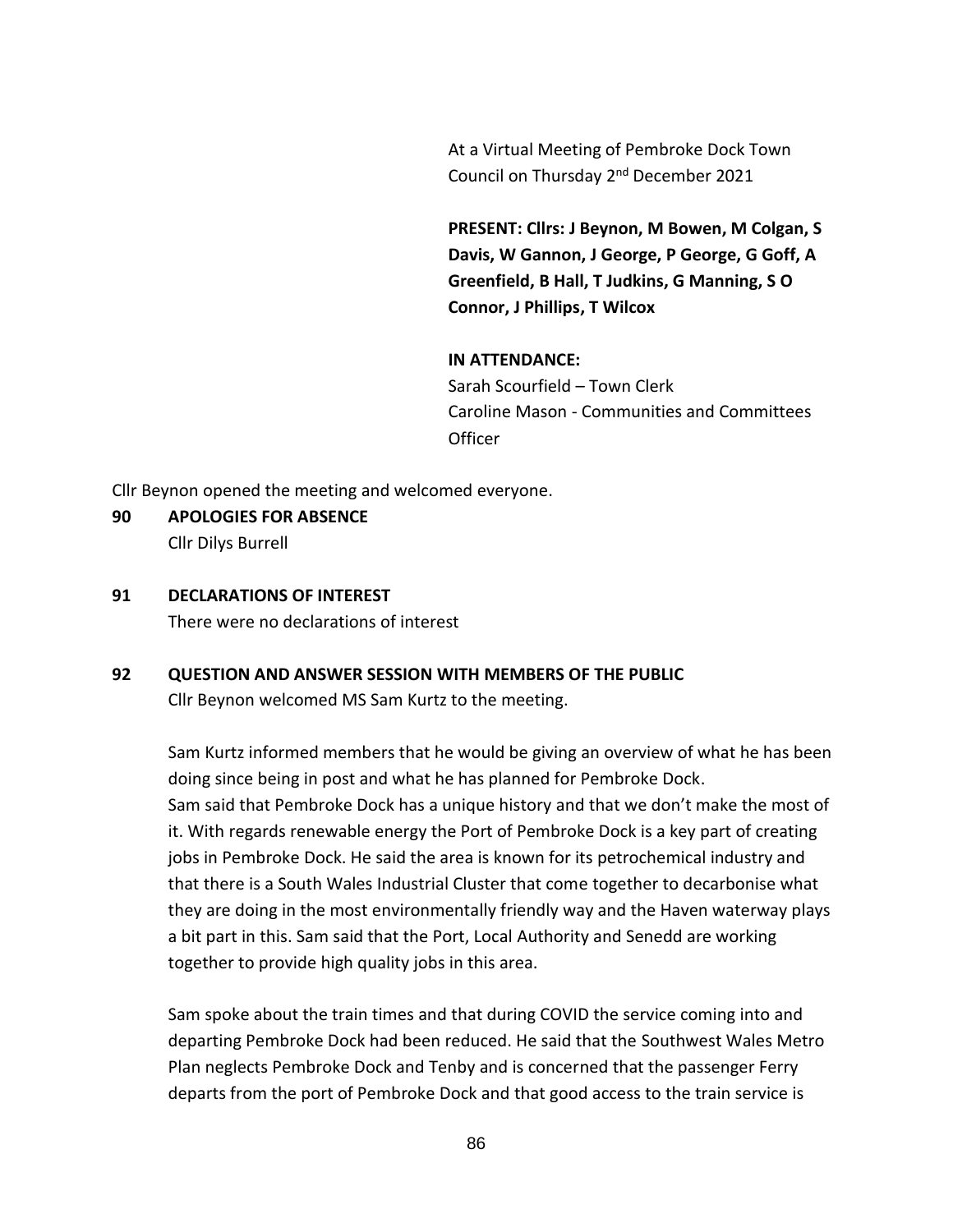At a Virtual Meeting of Pembroke Dock Town Council on Thursday 2nd December 2021

**PRESENT: Cllrs: J Beynon, M Bowen, M Colgan, S Davis, W Gannon, J George, P George, G Goff, A Greenfield, B Hall, T Judkins, G Manning, S O Connor, J Phillips, T Wilcox**

**IN ATTENDANCE:**
Sarah Scourfield – Town Clerk
Caroline Mason - Communities and Committees Officer

Cllr Beynon opened the meeting and welcomed everyone.

**90 APOLOGIES FOR ABSENCE**

Cllr Dilys Burrell

**91 DECLARATIONS OF INTEREST**

There were no declarations of interest

**92 QUESTION AND ANSWER SESSION WITH MEMBERS OF THE PUBLIC**

Cllr Beynon welcomed MS Sam Kurtz to the meeting.

Sam Kurtz informed members that he would be giving an overview of what he has been doing since being in post and what he has planned for Pembroke Dock.
Sam said that Pembroke Dock has a unique history and that we don't make the most of it. With regards renewable energy the Port of Pembroke Dock is a key part of creating jobs in Pembroke Dock. He said the area is known for its petrochemical industry and that there is a South Wales Industrial Cluster that come together to decarbonise what they are doing in the most environmentally friendly way and the Haven waterway plays a bit part in this. Sam said that the Port, Local Authority and Senedd are working together to provide high quality jobs in this area.

Sam spoke about the train times and that during COVID the service coming into and departing Pembroke Dock had been reduced. He said that the Southwest Wales Metro Plan neglects Pembroke Dock and Tenby and is concerned that the passenger Ferry departs from the port of Pembroke Dock and that good access to the train service is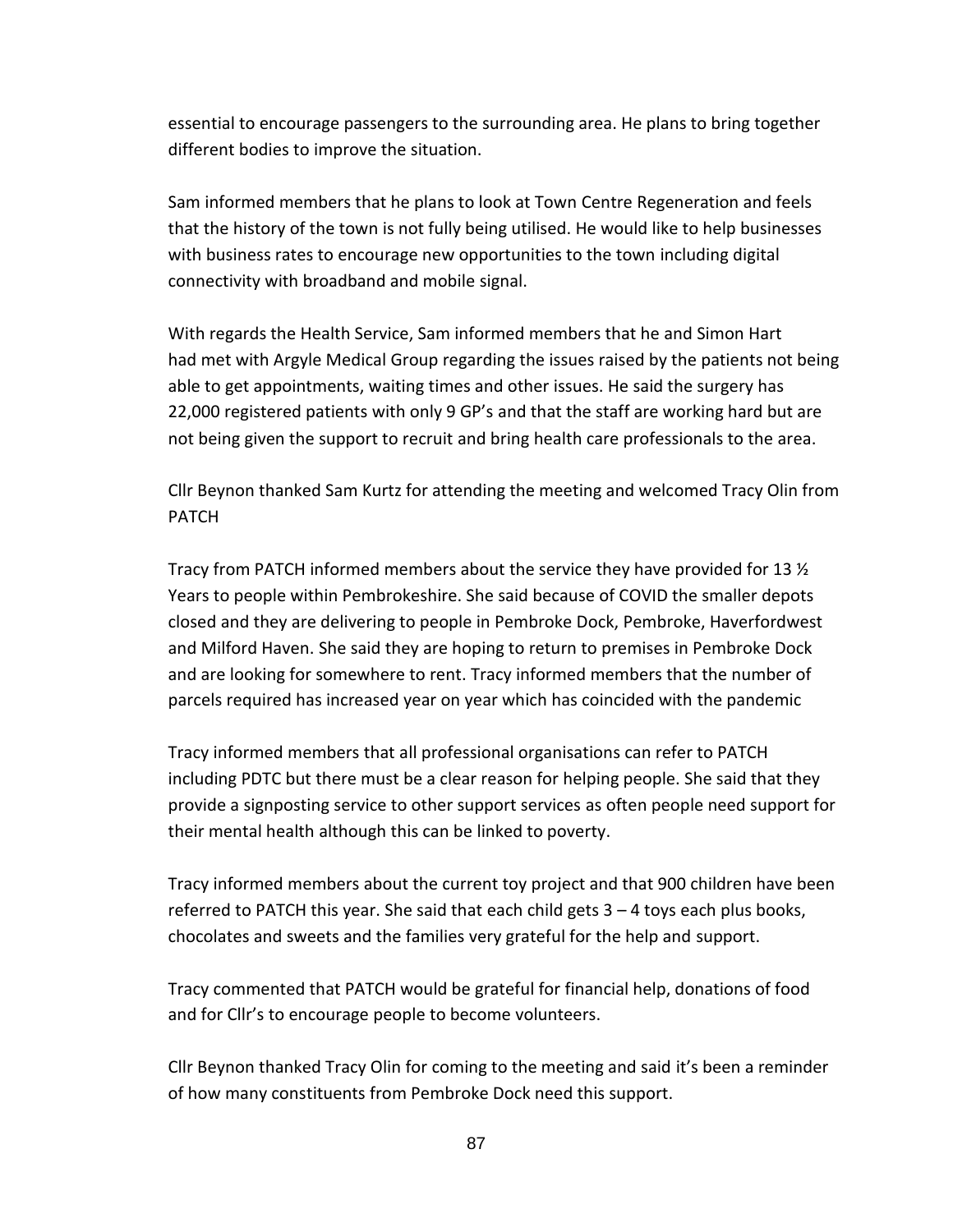essential to encourage passengers to the surrounding area. He plans to bring together different bodies to improve the situation.

Sam informed members that he plans to look at Town Centre Regeneration and feels that the history of the town is not fully being utilised. He would like to help businesses with business rates to encourage new opportunities to the town including digital connectivity with broadband and mobile signal.

With regards the Health Service, Sam informed members that he and Simon Hart had met with Argyle Medical Group regarding the issues raised by the patients not being able to get appointments, waiting times and other issues. He said the surgery has 22,000 registered patients with only 9 GP's and that the staff are working hard but are not being given the support to recruit and bring health care professionals to the area.

Cllr Beynon thanked Sam Kurtz for attending the meeting and welcomed Tracy Olin from PATCH

Tracy from PATCH informed members about the service they have provided for 13 ½ Years to people within Pembrokeshire. She said because of COVID the smaller depots closed and they are delivering to people in Pembroke Dock, Pembroke, Haverfordwest and Milford Haven. She said they are hoping to return to premises in Pembroke Dock and are looking for somewhere to rent. Tracy informed members that the number of parcels required has increased year on year which has coincided with the pandemic

Tracy informed members that all professional organisations can refer to PATCH including PDTC but there must be a clear reason for helping people. She said that they provide a signposting service to other support services as often people need support for their mental health although this can be linked to poverty.

Tracy informed members about the current toy project and that 900 children have been referred to PATCH this year. She said that each child gets 3 – 4 toys each plus books, chocolates and sweets and the families very grateful for the help and support.

Tracy commented that PATCH would be grateful for financial help, donations of food and for Cllr's to encourage people to become volunteers.

Cllr Beynon thanked Tracy Olin for coming to the meeting and said it's been a reminder of how many constituents from Pembroke Dock need this support.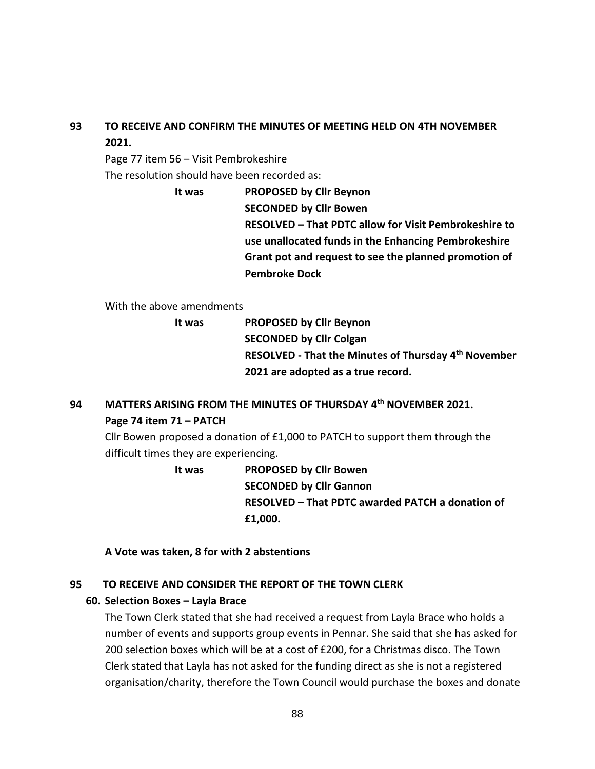## 93 TO RECEIVE AND CONFIRM THE MINUTES OF MEETING HELD ON 4TH NOVEMBER 2021.

Page 77 item 56 – Visit Pembrokeshire

The resolution should have been recorded as:

**It was PROPOSED by Cllr Beynon**
**SECONDED by Cllr Bowen**
**RESOLVED – That PDTC allow for Visit Pembrokeshire to use unallocated funds in the Enhancing Pembrokeshire Grant pot and request to see the planned promotion of Pembroke Dock**

With the above amendments

**It was PROPOSED by Cllr Beynon**
**SECONDED by Cllr Colgan**
**RESOLVED - That the Minutes of Thursday 4th November 2021 are adopted as a true record.**

## 94 MATTERS ARISING FROM THE MINUTES OF THURSDAY 4th NOVEMBER 2021.

**Page 74 item 71 – PATCH**

Cllr Bowen proposed a donation of £1,000 to PATCH to support them through the difficult times they are experiencing.

**It was PROPOSED by Cllr Bowen**
**SECONDED by Cllr Gannon**
**RESOLVED – That PDTC awarded PATCH a donation of £1,000.**

**A Vote was taken, 8 for with 2 abstentions**

## 95 TO RECEIVE AND CONSIDER THE REPORT OF THE TOWN CLERK

**60. Selection Boxes – Layla Brace**

The Town Clerk stated that she had received a request from Layla Brace who holds a number of events and supports group events in Pennar. She said that she has asked for 200 selection boxes which will be at a cost of £200, for a Christmas disco. The Town Clerk stated that Layla has not asked for the funding direct as she is not a registered organisation/charity, therefore the Town Council would purchase the boxes and donate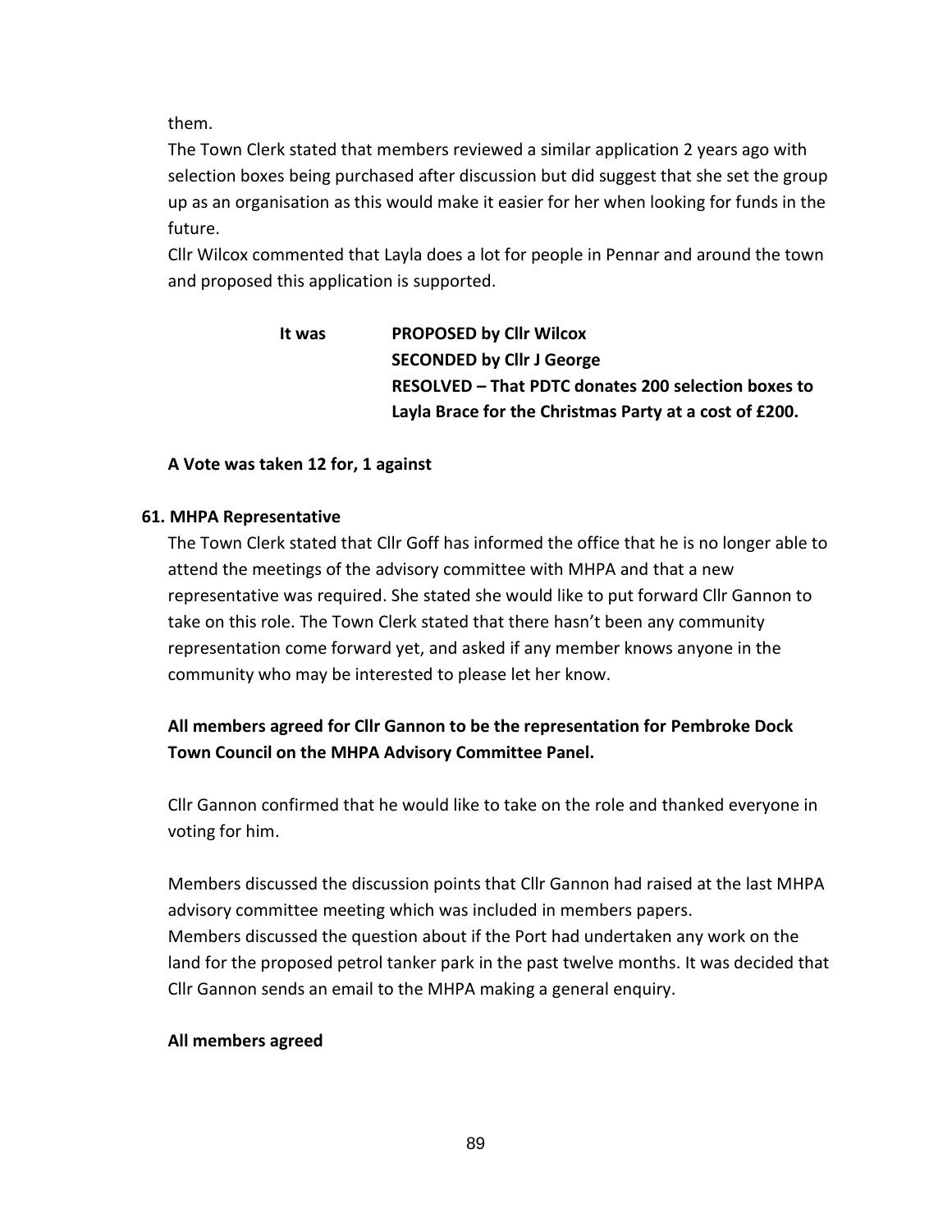them.

The Town Clerk stated that members reviewed a similar application 2 years ago with selection boxes being purchased after discussion but did suggest that she set the group up as an organisation as this would make it easier for her when looking for funds in the future.

Cllr Wilcox commented that Layla does a lot for people in Pennar and around the town and proposed this application is supported.

**It was** **PROPOSED by Cllr Wilcox**
**SECONDED by Cllr J George**
**RESOLVED – That PDTC donates 200 selection boxes to Layla Brace for the Christmas Party at a cost of £200.**

**A Vote was taken 12 for, 1 against**

**61. MHPA Representative**

The Town Clerk stated that Cllr Goff has informed the office that he is no longer able to attend the meetings of the advisory committee with MHPA and that a new representative was required. She stated she would like to put forward Cllr Gannon to take on this role. The Town Clerk stated that there hasn't been any community representation come forward yet, and asked if any member knows anyone in the community who may be interested to please let her know.

**All members agreed for Cllr Gannon to be the representation for Pembroke Dock Town Council on the MHPA Advisory Committee Panel.**

Cllr Gannon confirmed that he would like to take on the role and thanked everyone in voting for him.

Members discussed the discussion points that Cllr Gannon had raised at the last MHPA advisory committee meeting which was included in members papers.

Members discussed the question about if the Port had undertaken any work on the land for the proposed petrol tanker park in the past twelve months. It was decided that Cllr Gannon sends an email to the MHPA making a general enquiry.

**All members agreed**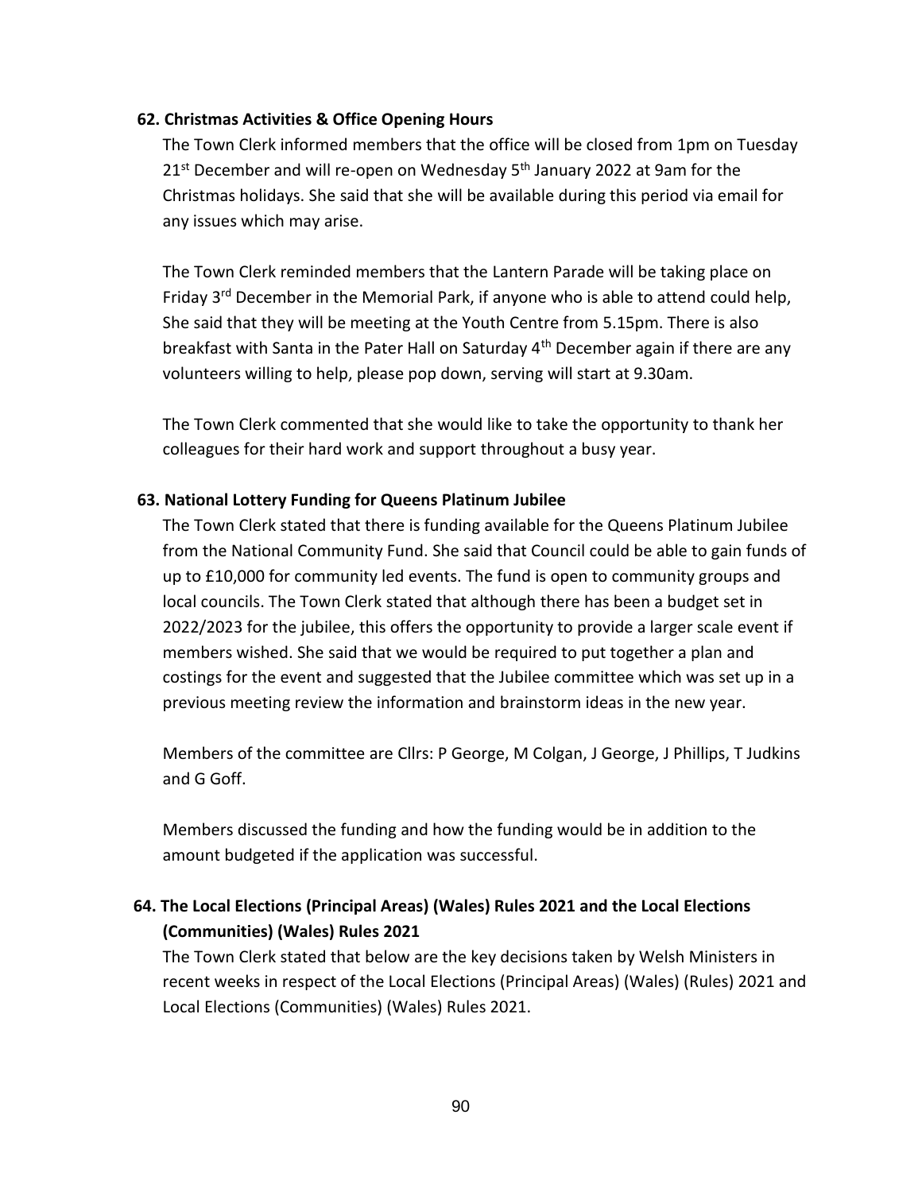**62. Christmas Activities & Office Opening Hours**

The Town Clerk informed members that the office will be closed from 1pm on Tuesday 21st December and will re-open on Wednesday 5th January 2022 at 9am for the Christmas holidays. She said that she will be available during this period via email for any issues which may arise.

The Town Clerk reminded members that the Lantern Parade will be taking place on Friday 3rd December in the Memorial Park, if anyone who is able to attend could help, She said that they will be meeting at the Youth Centre from 5.15pm. There is also breakfast with Santa in the Pater Hall on Saturday 4th December again if there are any volunteers willing to help, please pop down, serving will start at 9.30am.

The Town Clerk commented that she would like to take the opportunity to thank her colleagues for their hard work and support throughout a busy year.

**63. National Lottery Funding for Queens Platinum Jubilee**

The Town Clerk stated that there is funding available for the Queens Platinum Jubilee from the National Community Fund. She said that Council could be able to gain funds of up to £10,000 for community led events. The fund is open to community groups and local councils. The Town Clerk stated that although there has been a budget set in 2022/2023 for the jubilee, this offers the opportunity to provide a larger scale event if members wished. She said that we would be required to put together a plan and costings for the event and suggested that the Jubilee committee which was set up in a previous meeting review the information and brainstorm ideas in the new year.

Members of the committee are Cllrs: P George, M Colgan, J George, J Phillips, T Judkins and G Goff.

Members discussed the funding and how the funding would be in addition to the amount budgeted if the application was successful.

**64. The Local Elections (Principal Areas) (Wales) Rules 2021 and the Local Elections (Communities) (Wales) Rules 2021**

The Town Clerk stated that below are the key decisions taken by Welsh Ministers in recent weeks in respect of the Local Elections (Principal Areas) (Wales) (Rules) 2021 and Local Elections (Communities) (Wales) Rules 2021.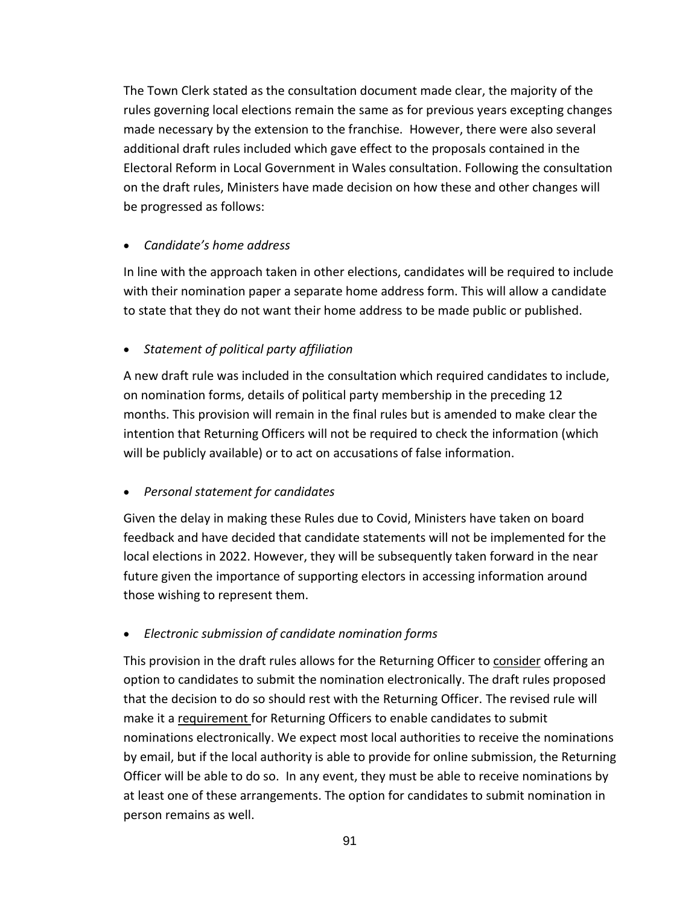The Town Clerk stated as the consultation document made clear, the majority of the rules governing local elections remain the same as for previous years excepting changes made necessary by the extension to the franchise. However, there were also several additional draft rules included which gave effect to the proposals contained in the Electoral Reform in Local Government in Wales consultation. Following the consultation on the draft rules, Ministers have made decision on how these and other changes will be progressed as follows:

- *Candidate's home address*

In line with the approach taken in other elections, candidates will be required to include with their nomination paper a separate home address form. This will allow a candidate to state that they do not want their home address to be made public or published.

- *Statement of political party affiliation*

A new draft rule was included in the consultation which required candidates to include, on nomination forms, details of political party membership in the preceding 12 months. This provision will remain in the final rules but is amended to make clear the intention that Returning Officers will not be required to check the information (which will be publicly available) or to act on accusations of false information.

- *Personal statement for candidates*

Given the delay in making these Rules due to Covid, Ministers have taken on board feedback and have decided that candidate statements will not be implemented for the local elections in 2022. However, they will be subsequently taken forward in the near future given the importance of supporting electors in accessing information around those wishing to represent them.

- *Electronic submission of candidate nomination forms*

This provision in the draft rules allows for the Returning Officer to <u>consider</u> offering an option to candidates to submit the nomination electronically. The draft rules proposed that the decision to do so should rest with the Returning Officer. The revised rule will make it a <u>requirement</u> for Returning Officers to enable candidates to submit nominations electronically. We expect most local authorities to receive the nominations by email, but if the local authority is able to provide for online submission, the Returning Officer will be able to do so. In any event, they must be able to receive nominations by at least one of these arrangements. The option for candidates to submit nomination in person remains as well.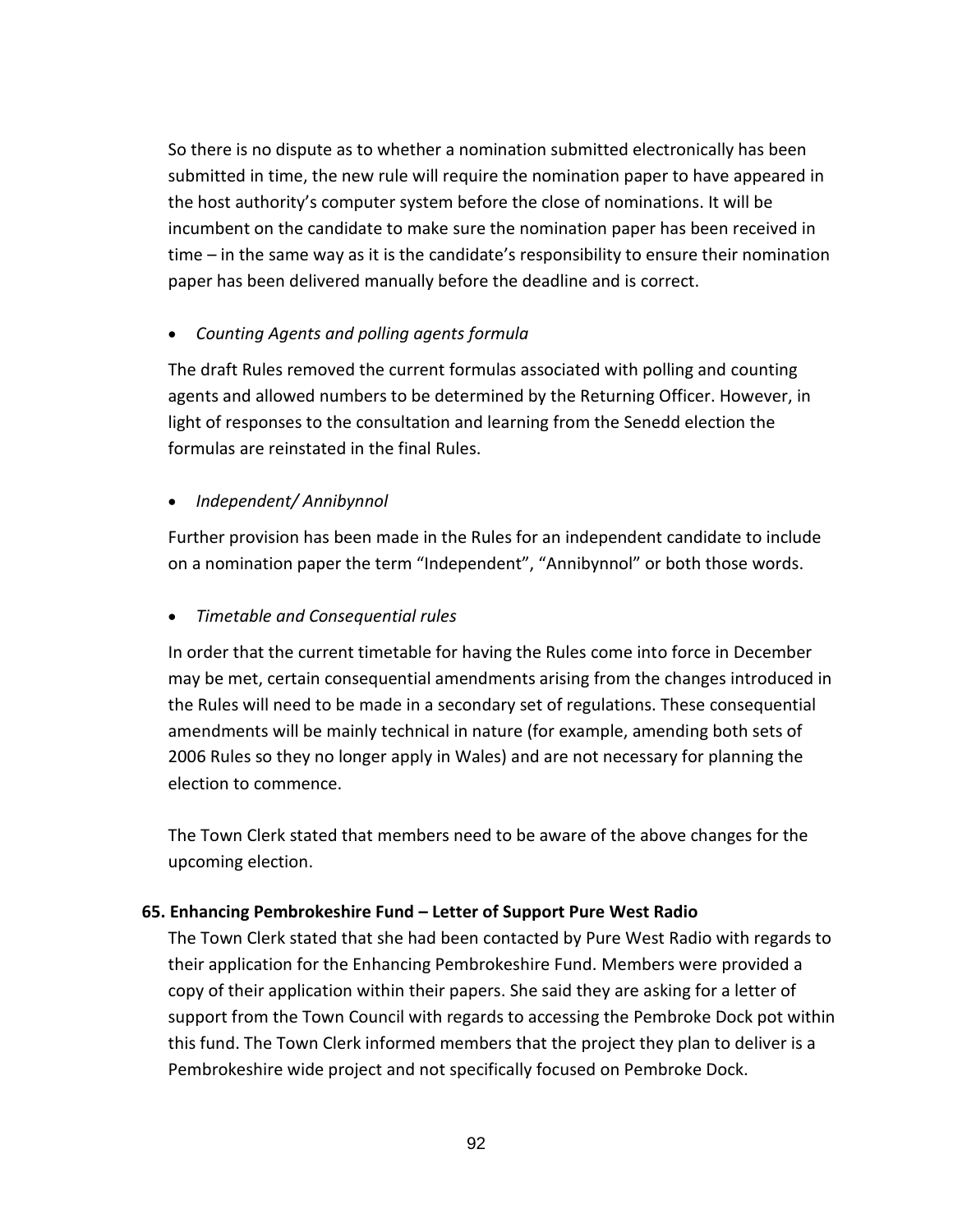So there is no dispute as to whether a nomination submitted electronically has been submitted in time, the new rule will require the nomination paper to have appeared in the host authority's computer system before the close of nominations. It will be incumbent on the candidate to make sure the nomination paper has been received in time – in the same way as it is the candidate's responsibility to ensure their nomination paper has been delivered manually before the deadline and is correct.

- *Counting Agents and polling agents formula*

The draft Rules removed the current formulas associated with polling and counting agents and allowed numbers to be determined by the Returning Officer. However, in light of responses to the consultation and learning from the Senedd election the formulas are reinstated in the final Rules.

- *Independent/ Annibynnol*

Further provision has been made in the Rules for an independent candidate to include on a nomination paper the term "Independent", "Annibynnol" or both those words.

- *Timetable and Consequential rules*

In order that the current timetable for having the Rules come into force in December may be met, certain consequential amendments arising from the changes introduced in the Rules will need to be made in a secondary set of regulations. These consequential amendments will be mainly technical in nature (for example, amending both sets of 2006 Rules so they no longer apply in Wales) and are not necessary for planning the election to commence.

The Town Clerk stated that members need to be aware of the above changes for the upcoming election.

**65. Enhancing Pembrokeshire Fund – Letter of Support Pure West Radio**

The Town Clerk stated that she had been contacted by Pure West Radio with regards to their application for the Enhancing Pembrokeshire Fund. Members were provided a copy of their application within their papers. She said they are asking for a letter of support from the Town Council with regards to accessing the Pembroke Dock pot within this fund. The Town Clerk informed members that the project they plan to deliver is a Pembrokeshire wide project and not specifically focused on Pembroke Dock.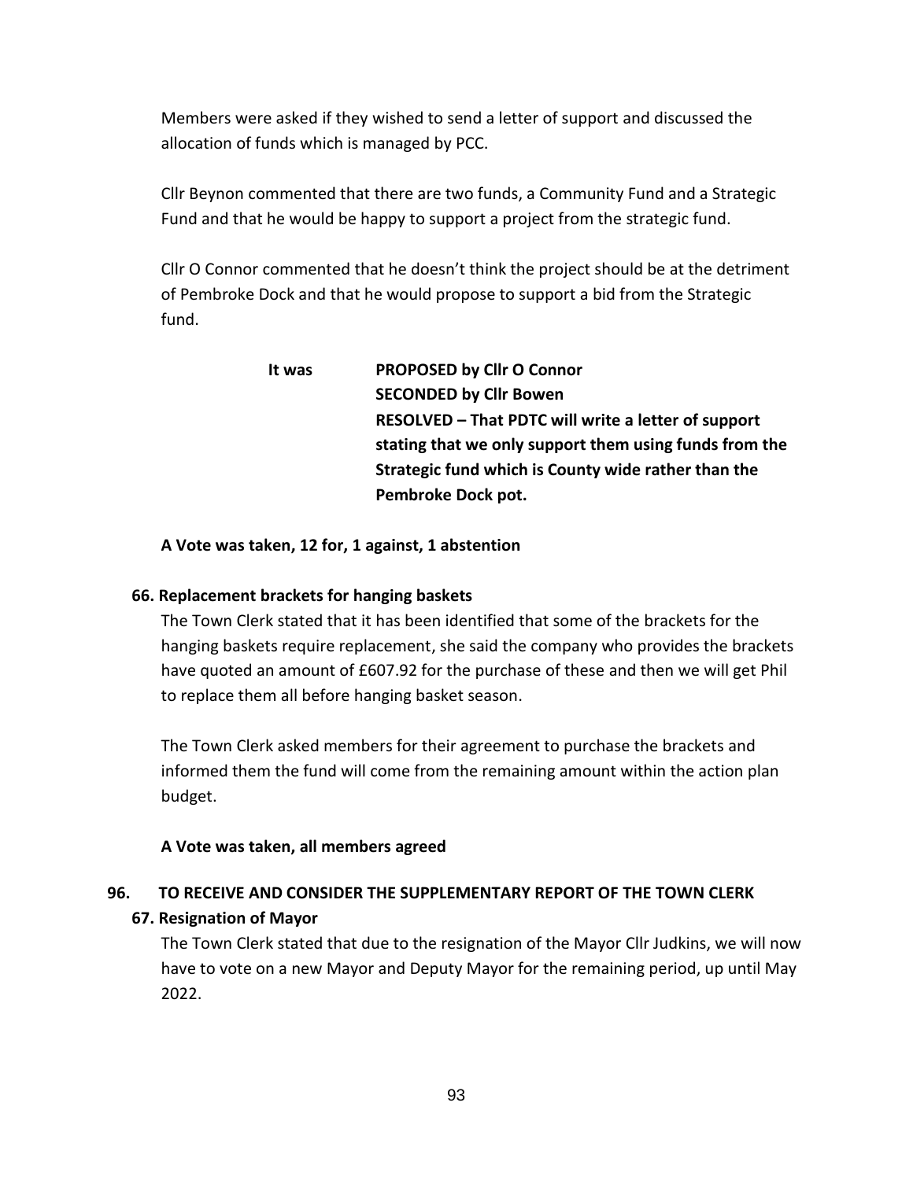Members were asked if they wished to send a letter of support and discussed the allocation of funds which is managed by PCC.

Cllr Beynon commented that there are two funds, a Community Fund and a Strategic Fund and that he would be happy to support a project from the strategic fund.

Cllr O Connor commented that he doesn't think the project should be at the detriment of Pembroke Dock and that he would propose to support a bid from the Strategic fund.

**It was** **PROPOSED by Cllr O Connor**
**SECONDED by Cllr Bowen**
**RESOLVED – That PDTC will write a letter of support stating that we only support them using funds from the Strategic fund which is County wide rather than the Pembroke Dock pot.**

**A Vote was taken, 12 for, 1 against, 1 abstention**

**66. Replacement brackets for hanging baskets**

The Town Clerk stated that it has been identified that some of the brackets for the hanging baskets require replacement, she said the company who provides the brackets have quoted an amount of £607.92 for the purchase of these and then we will get Phil to replace them all before hanging basket season.

The Town Clerk asked members for their agreement to purchase the brackets and informed them the fund will come from the remaining amount within the action plan budget.

**A Vote was taken, all members agreed**

**96. TO RECEIVE AND CONSIDER THE SUPPLEMENTARY REPORT OF THE TOWN CLERK**

**67. Resignation of Mayor**

The Town Clerk stated that due to the resignation of the Mayor Cllr Judkins, we will now have to vote on a new Mayor and Deputy Mayor for the remaining period, up until May 2022.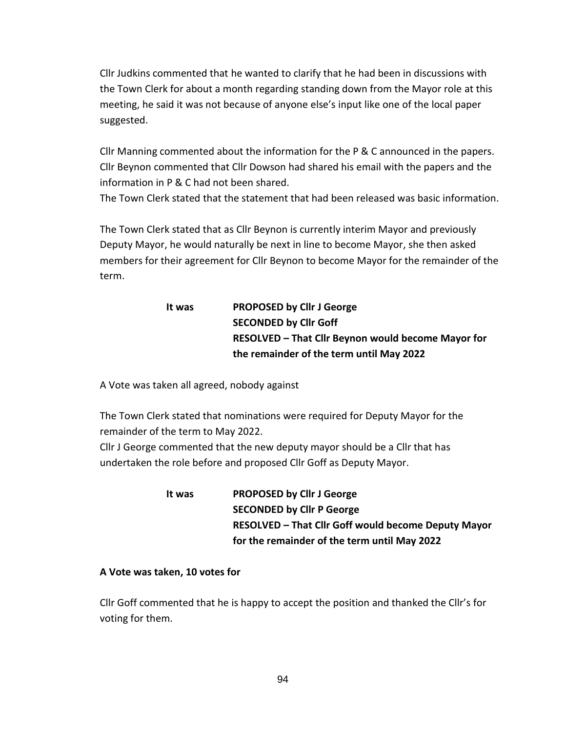Cllr Judkins commented that he wanted to clarify that he had been in discussions with the Town Clerk for about a month regarding standing down from the Mayor role at this meeting, he said it was not because of anyone else's input like one of the local paper suggested.

Cllr Manning commented about the information for the P & C announced in the papers. Cllr Beynon commented that Cllr Dowson had shared his email with the papers and the information in P & C had not been shared.
The Town Clerk stated that the statement that had been released was basic information.

The Town Clerk stated that as Cllr Beynon is currently interim Mayor and previously Deputy Mayor, he would naturally be next in line to become Mayor, she then asked members for their agreement for Cllr Beynon to become Mayor for the remainder of the term.

**It was** **PROPOSED by Cllr J George**
**SECONDED by Cllr Goff**
**RESOLVED – That Cllr Beynon would become Mayor for the remainder of the term until May 2022**

A Vote was taken all agreed, nobody against

The Town Clerk stated that nominations were required for Deputy Mayor for the remainder of the term to May 2022.
Cllr J George commented that the new deputy mayor should be a Cllr that has undertaken the role before and proposed Cllr Goff as Deputy Mayor.

**It was** **PROPOSED by Cllr J George**
**SECONDED by Cllr P George**
**RESOLVED – That Cllr Goff would become Deputy Mayor for the remainder of the term until May 2022**

**A Vote was taken, 10 votes for**

Cllr Goff commented that he is happy to accept the position and thanked the Cllr's for voting for them.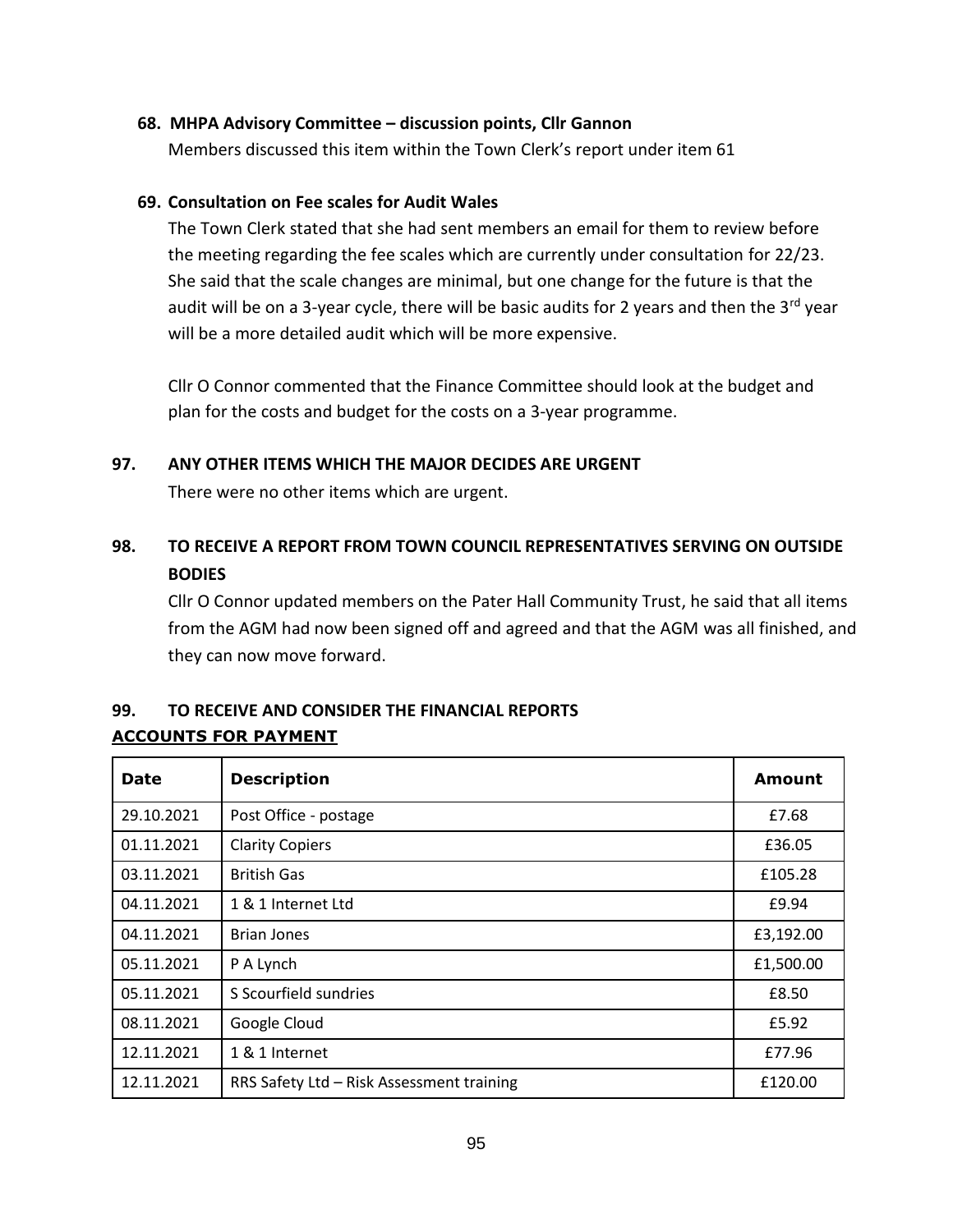**68. MHPA Advisory Committee – discussion points, Cllr Gannon**

Members discussed this item within the Town Clerk's report under item 61

**69. Consultation on Fee scales for Audit Wales**

The Town Clerk stated that she had sent members an email for them to review before the meeting regarding the fee scales which are currently under consultation for 22/23. She said that the scale changes are minimal, but one change for the future is that the audit will be on a 3-year cycle, there will be basic audits for 2 years and then the 3rd year will be a more detailed audit which will be more expensive.

Cllr O Connor commented that the Finance Committee should look at the budget and plan for the costs and budget for the costs on a 3-year programme.

**97. ANY OTHER ITEMS WHICH THE MAJOR DECIDES ARE URGENT**

There were no other items which are urgent.

**98. TO RECEIVE A REPORT FROM TOWN COUNCIL REPRESENTATIVES SERVING ON OUTSIDE BODIES**

Cllr O Connor updated members on the Pater Hall Community Trust, he said that all items from the AGM had now been signed off and agreed and that the AGM was all finished, and they can now move forward.

**99. TO RECEIVE AND CONSIDER THE FINANCIAL REPORTS**

**ACCOUNTS FOR PAYMENT**

| Date | Description | Amount |
|---|---|---|
| 29.10.2021 | Post Office - postage | £7.68 |
| 01.11.2021 | Clarity Copiers | £36.05 |
| 03.11.2021 | British Gas | £105.28 |
| 04.11.2021 | 1 & 1 Internet Ltd | £9.94 |
| 04.11.2021 | Brian Jones | £3,192.00 |
| 05.11.2021 | P A Lynch | £1,500.00 |
| 05.11.2021 | S Scourfield sundries | £8.50 |
| 08.11.2021 | Google Cloud | £5.92 |
| 12.11.2021 | 1 & 1 Internet | £77.96 |
| 12.11.2021 | RRS Safety Ltd – Risk Assessment training | £120.00 |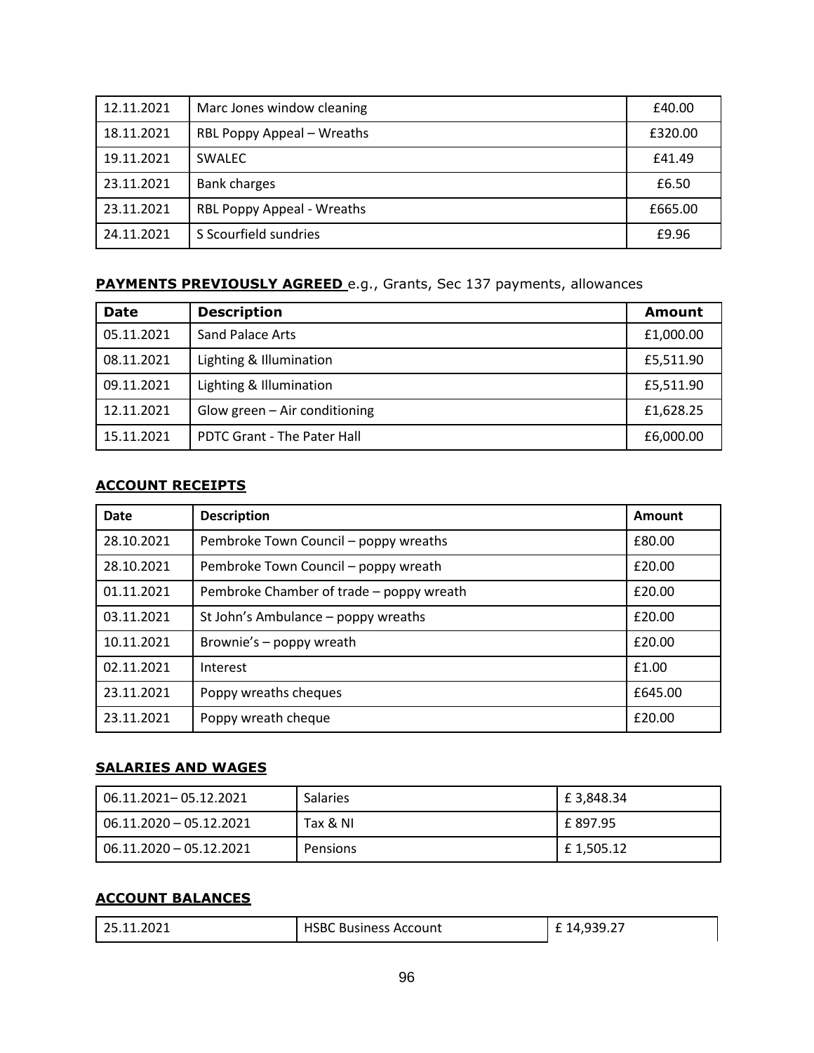| 12.11.2021 | Marc Jones window cleaning | £40.00 |
|---|---|---|
| 18.11.2021 | RBL Poppy Appeal – Wreaths | £320.00 |
| 19.11.2021 | SWALEC | £41.49 |
| 23.11.2021 | Bank charges | £6.50 |
| 23.11.2021 | RBL Poppy Appeal - Wreaths | £665.00 |
| 24.11.2021 | S Scourfield sundries | £9.96 |

**PAYMENTS PREVIOUSLY AGREED** e.g., Grants, Sec 137 payments, allowances

| Date | Description | Amount |
|---|---|---|
| 05.11.2021 | Sand Palace Arts | £1,000.00 |
| 08.11.2021 | Lighting & Illumination | £5,511.90 |
| 09.11.2021 | Lighting & Illumination | £5,511.90 |
| 12.11.2021 | Glow green – Air conditioning | £1,628.25 |
| 15.11.2021 | PDTC Grant - The Pater Hall | £6,000.00 |

**ACCOUNT RECEIPTS**

| Date | Description | Amount |
|---|---|---|
| 28.10.2021 | Pembroke Town Council – poppy wreaths | £80.00 |
| 28.10.2021 | Pembroke Town Council – poppy wreath | £20.00 |
| 01.11.2021 | Pembroke Chamber of trade – poppy wreath | £20.00 |
| 03.11.2021 | St John's Ambulance – poppy wreaths | £20.00 |
| 10.11.2021 | Brownie's – poppy wreath | £20.00 |
| 02.11.2021 | Interest | £1.00 |
| 23.11.2021 | Poppy wreaths cheques | £645.00 |
| 23.11.2021 | Poppy wreath cheque | £20.00 |

**SALARIES AND WAGES**

| 06.11.2021– 05.12.2021 | Salaries | £ 3,848.34 |
|---|---|---|
| 06.11.2020 – 05.12.2021 | Tax & NI | £ 897.95 |
| 06.11.2020 – 05.12.2021 | Pensions | £ 1,505.12 |

**ACCOUNT BALANCES**

| 25.11.2021 | HSBC Business Account | £ 14,939.27 |
|---|---|---|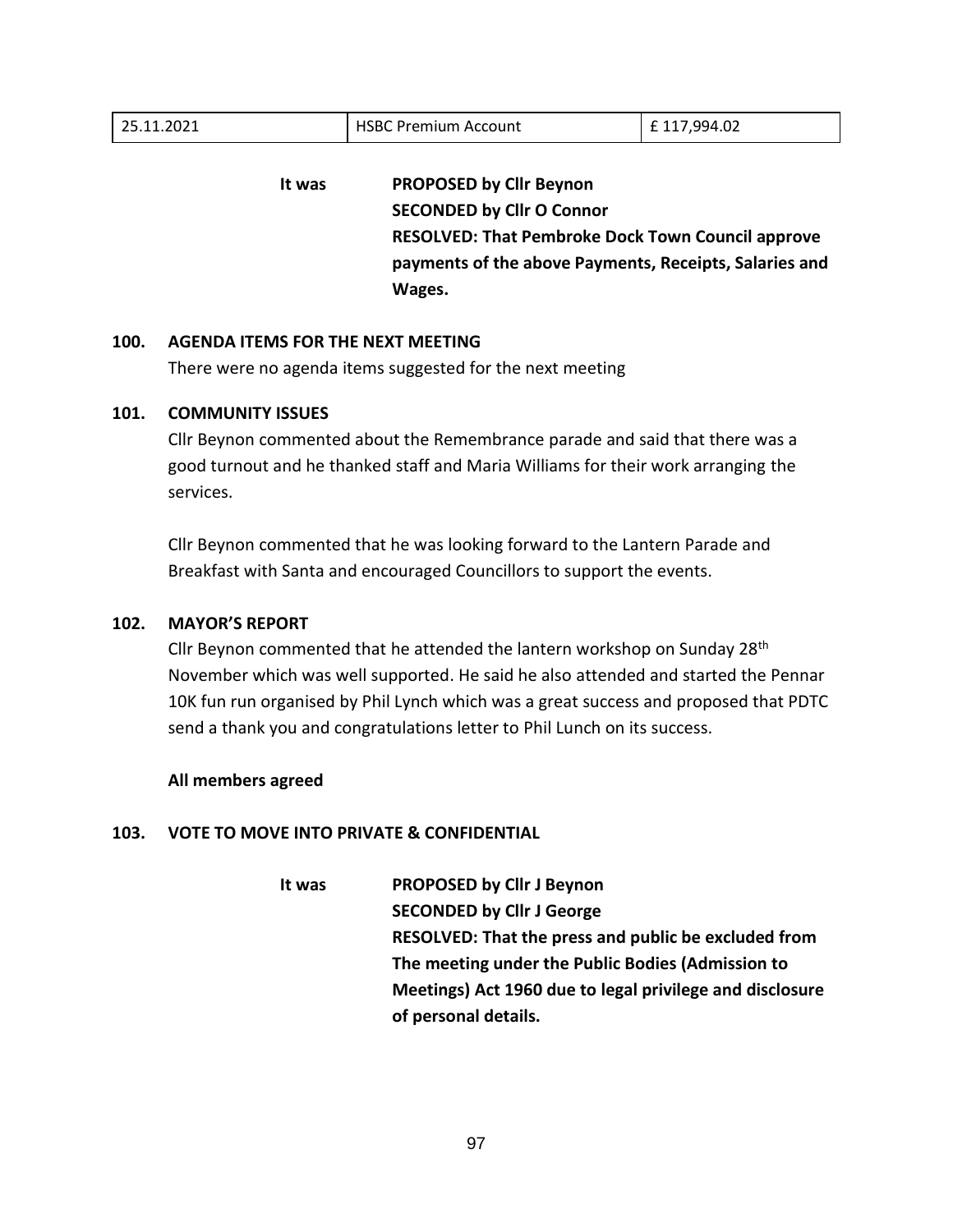| 25.11.2021 | HSBC Premium Account | £ 117,994.02 |
|---|---|---|

**It was** **PROPOSED by Cllr Beynon**
**SECONDED by Cllr O Connor**
**RESOLVED: That Pembroke Dock Town Council approve payments of the above Payments, Receipts, Salaries and Wages.**

**100. AGENDA ITEMS FOR THE NEXT MEETING**

There were no agenda items suggested for the next meeting

**101. COMMUNITY ISSUES**

Cllr Beynon commented about the Remembrance parade and said that there was a good turnout and he thanked staff and Maria Williams for their work arranging the services.

Cllr Beynon commented that he was looking forward to the Lantern Parade and Breakfast with Santa and encouraged Councillors to support the events.

**102. MAYOR'S REPORT**

Cllr Beynon commented that he attended the lantern workshop on Sunday 28th November which was well supported. He said he also attended and started the Pennar 10K fun run organised by Phil Lynch which was a great success and proposed that PDTC send a thank you and congratulations letter to Phil Lunch on its success.

**All members agreed**

**103. VOTE TO MOVE INTO PRIVATE & CONFIDENTIAL**

**It was** **PROPOSED by Cllr J Beynon**
**SECONDED by Cllr J George**
**RESOLVED: That the press and public be excluded from The meeting under the Public Bodies (Admission to Meetings) Act 1960 due to legal privilege and disclosure of personal details.**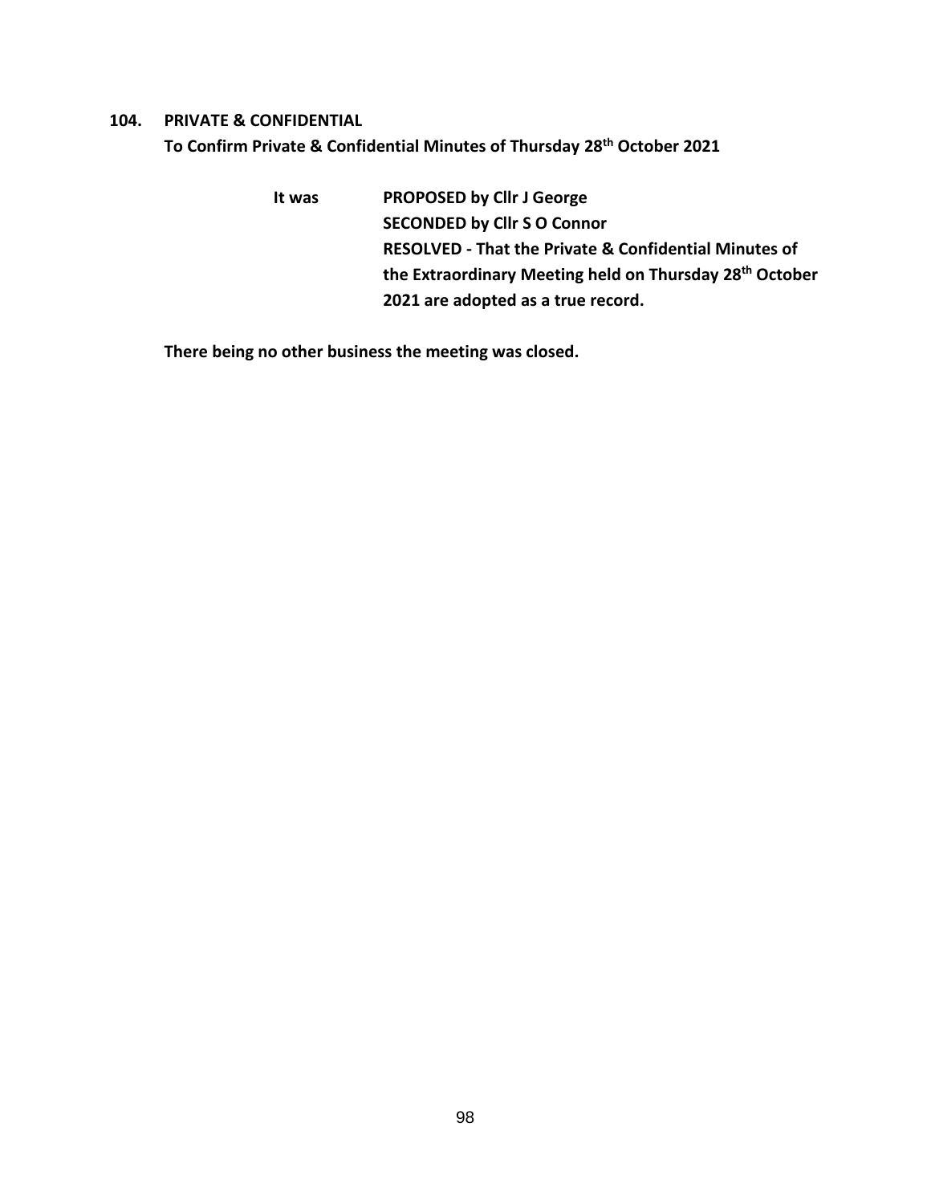**104. PRIVATE & CONFIDENTIAL**

**To Confirm Private & Confidential Minutes of Thursday 28th October 2021**

**It was PROPOSED by Cllr J George**
**SECONDED by Cllr S O Connor**
**RESOLVED - That the Private & Confidential Minutes of the Extraordinary Meeting held on Thursday 28th October 2021 are adopted as a true record.**

**There being no other business the meeting was closed.**